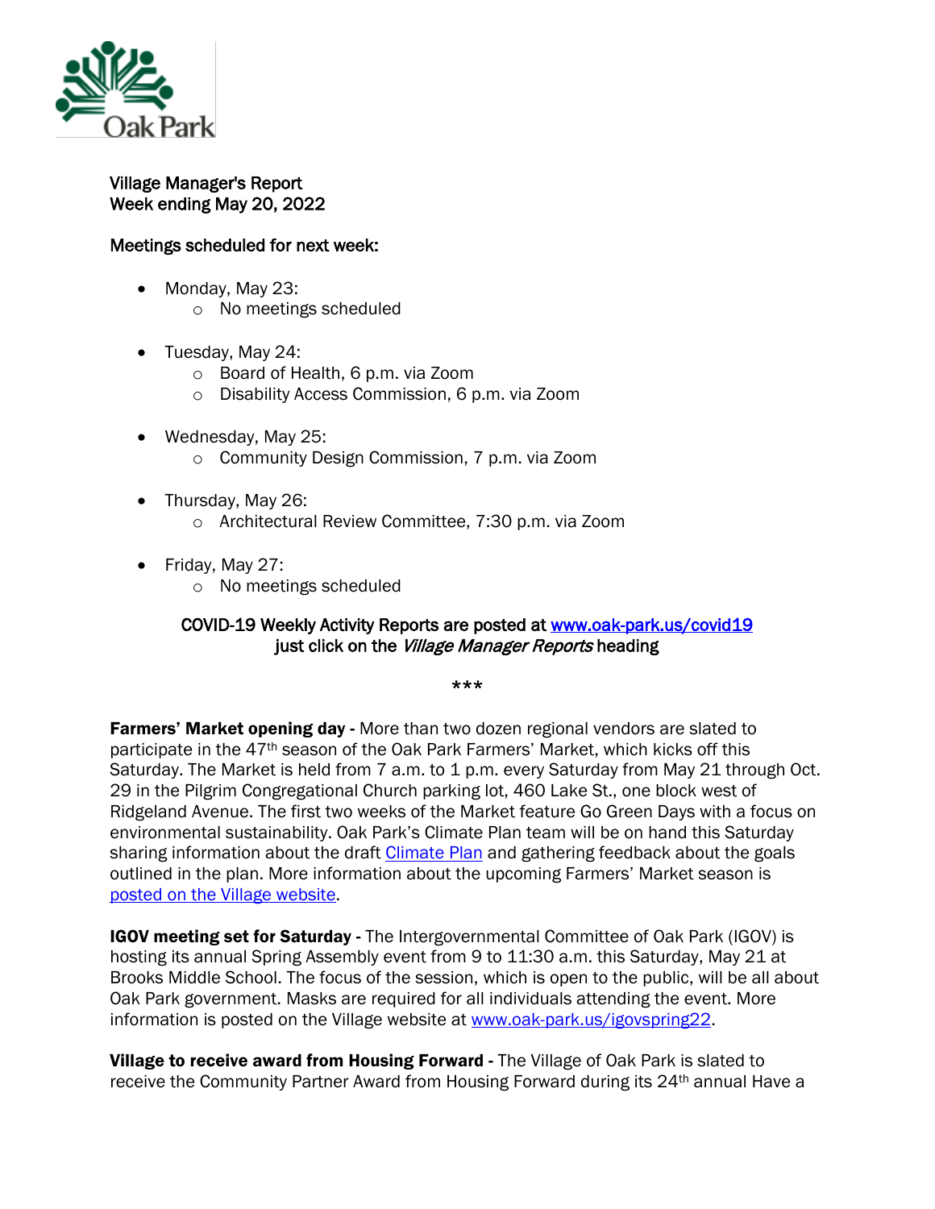Oak Park

Village Manager's Report
Week ending May 20, 2022

Meetings scheduled for next week:

- Monday, May 23:
  - No meetings scheduled
- Tuesday, May 24:
  - Board of Health, 6 p.m. via Zoom
  - Disability Access Commission, 6 p.m. via Zoom
- Wednesday, May 25:
  - Community Design Commission, 7 p.m. via Zoom
- Thursday, May 26:
  - Architectural Review Committee, 7:30 p.m. via Zoom
- Friday, May 27:
  - No meetings scheduled

COVID-19 Weekly Activity Reports are posted at www.oak-park.us/covid19 just click on the *Village Manager Reports* heading

***

**Farmers' Market opening day -** More than two dozen regional vendors are slated to participate in the 47th season of the Oak Park Farmers' Market, which kicks off this Saturday. The Market is held from 7 a.m. to 1 p.m. every Saturday from May 21 through Oct. 29 in the Pilgrim Congregational Church parking lot, 460 Lake St., one block west of Ridgeland Avenue. The first two weeks of the Market feature Go Green Days with a focus on environmental sustainability. Oak Park's Climate Plan team will be on hand this Saturday sharing information about the draft Climate Plan and gathering feedback about the goals outlined in the plan. More information about the upcoming Farmers' Market season is posted on the Village website.

**IGOV meeting set for Saturday -** The Intergovernmental Committee of Oak Park (IGOV) is hosting its annual Spring Assembly event from 9 to 11:30 a.m. this Saturday, May 21 at Brooks Middle School. The focus of the session, which is open to the public, will be all about Oak Park government. Masks are required for all individuals attending the event. More information is posted on the Village website at www.oak-park.us/igovspring22.

**Village to receive award from Housing Forward -** The Village of Oak Park is slated to receive the Community Partner Award from Housing Forward during its 24th annual Have a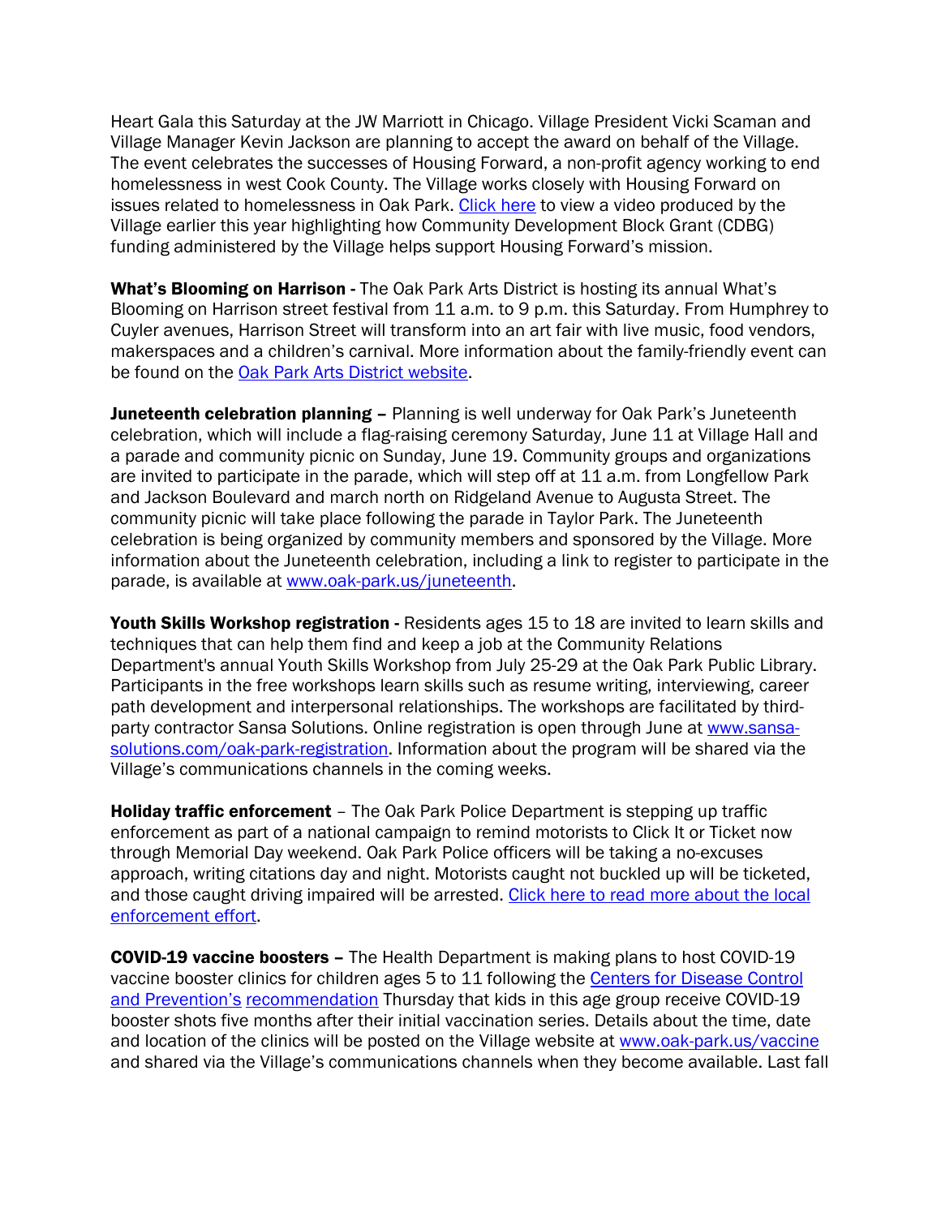Heart Gala this Saturday at the JW Marriott in Chicago. Village President Vicki Scaman and Village Manager Kevin Jackson are planning to accept the award on behalf of the Village. The event celebrates the successes of Housing Forward, a non-profit agency working to end homelessness in west Cook County. The Village works closely with Housing Forward on issues related to homelessness in Oak Park. Click here to view a video produced by the Village earlier this year highlighting how Community Development Block Grant (CDBG) funding administered by the Village helps support Housing Forward's mission.

**What's Blooming on Harrison -** The Oak Park Arts District is hosting its annual What's Blooming on Harrison street festival from 11 a.m. to 9 p.m. this Saturday. From Humphrey to Cuyler avenues, Harrison Street will transform into an art fair with live music, food vendors, makerspaces and a children's carnival. More information about the family-friendly event can be found on the Oak Park Arts District website.

**Juneteenth celebration planning –** Planning is well underway for Oak Park's Juneteenth celebration, which will include a flag-raising ceremony Saturday, June 11 at Village Hall and a parade and community picnic on Sunday, June 19. Community groups and organizations are invited to participate in the parade, which will step off at 11 a.m. from Longfellow Park and Jackson Boulevard and march north on Ridgeland Avenue to Augusta Street. The community picnic will take place following the parade in Taylor Park. The Juneteenth celebration is being organized by community members and sponsored by the Village. More information about the Juneteenth celebration, including a link to register to participate in the parade, is available at www.oak-park.us/juneteenth.

**Youth Skills Workshop registration -** Residents ages 15 to 18 are invited to learn skills and techniques that can help them find and keep a job at the Community Relations Department's annual Youth Skills Workshop from July 25-29 at the Oak Park Public Library. Participants in the free workshops learn skills such as resume writing, interviewing, career path development and interpersonal relationships. The workshops are facilitated by third-party contractor Sansa Solutions. Online registration is open through June at www.sansa-solutions.com/oak-park-registration. Information about the program will be shared via the Village's communications channels in the coming weeks.

**Holiday traffic enforcement** – The Oak Park Police Department is stepping up traffic enforcement as part of a national campaign to remind motorists to Click It or Ticket now through Memorial Day weekend. Oak Park Police officers will be taking a no-excuses approach, writing citations day and night. Motorists caught not buckled up will be ticketed, and those caught driving impaired will be arrested. Click here to read more about the local enforcement effort.

**COVID-19 vaccine boosters –** The Health Department is making plans to host COVID-19 vaccine booster clinics for children ages 5 to 11 following the Centers for Disease Control and Prevention's recommendation Thursday that kids in this age group receive COVID-19 booster shots five months after their initial vaccination series. Details about the time, date and location of the clinics will be posted on the Village website at www.oak-park.us/vaccine and shared via the Village's communications channels when they become available. Last fall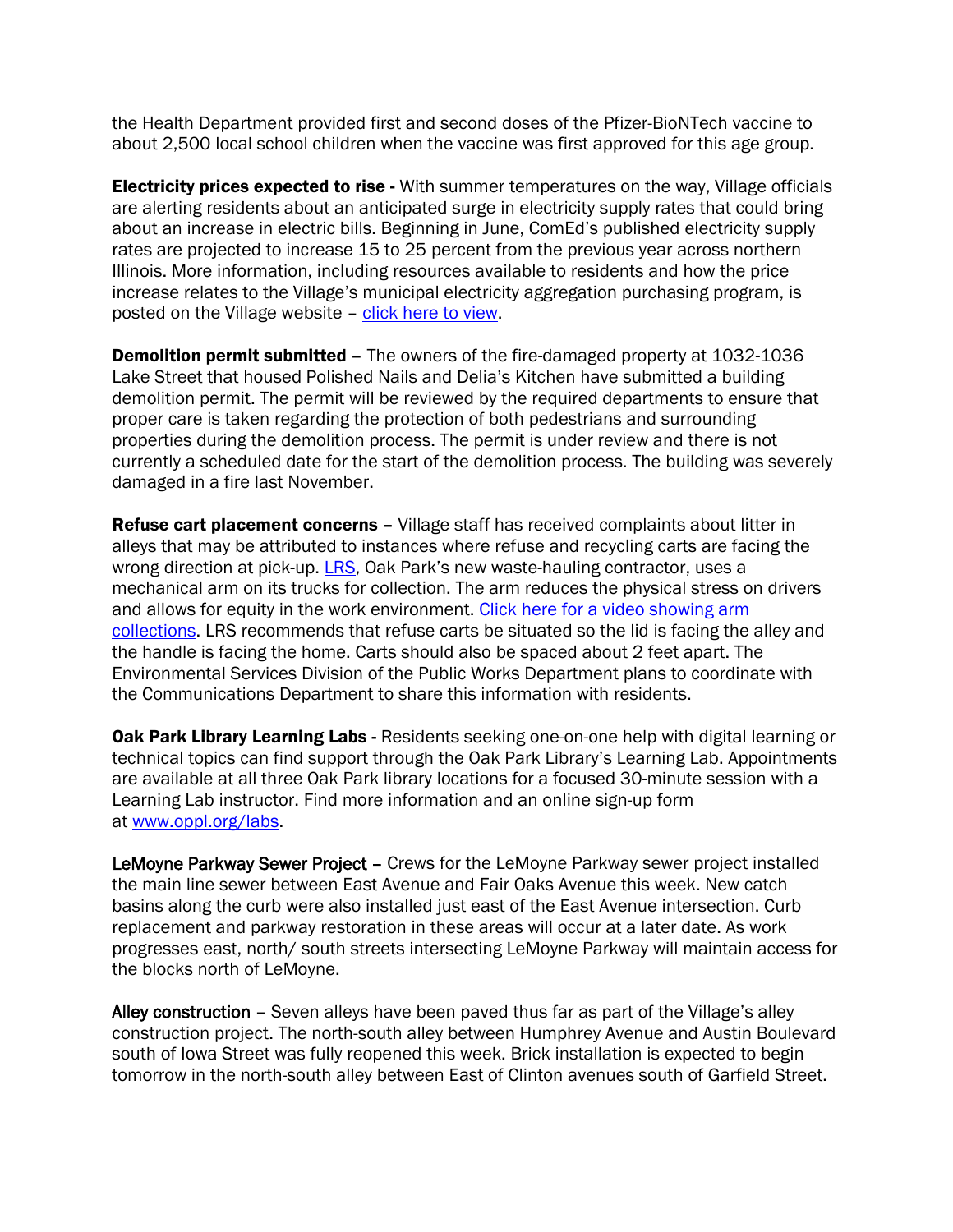the Health Department provided first and second doses of the Pfizer-BioNTech vaccine to about 2,500 local school children when the vaccine was first approved for this age group.

**Electricity prices expected to rise -** With summer temperatures on the way, Village officials are alerting residents about an anticipated surge in electricity supply rates that could bring about an increase in electric bills. Beginning in June, ComEd's published electricity supply rates are projected to increase 15 to 25 percent from the previous year across northern Illinois. More information, including resources available to residents and how the price increase relates to the Village's municipal electricity aggregation purchasing program, is posted on the Village website – click here to view.

**Demolition permit submitted –** The owners of the fire-damaged property at 1032-1036 Lake Street that housed Polished Nails and Delia's Kitchen have submitted a building demolition permit. The permit will be reviewed by the required departments to ensure that proper care is taken regarding the protection of both pedestrians and surrounding properties during the demolition process. The permit is under review and there is not currently a scheduled date for the start of the demolition process. The building was severely damaged in a fire last November.

**Refuse cart placement concerns –** Village staff has received complaints about litter in alleys that may be attributed to instances where refuse and recycling carts are facing the wrong direction at pick-up. LRS, Oak Park's new waste-hauling contractor, uses a mechanical arm on its trucks for collection. The arm reduces the physical stress on drivers and allows for equity in the work environment. Click here for a video showing arm collections. LRS recommends that refuse carts be situated so the lid is facing the alley and the handle is facing the home. Carts should also be spaced about 2 feet apart. The Environmental Services Division of the Public Works Department plans to coordinate with the Communications Department to share this information with residents.

**Oak Park Library Learning Labs -** Residents seeking one-on-one help with digital learning or technical topics can find support through the Oak Park Library's Learning Lab. Appointments are available at all three Oak Park library locations for a focused 30-minute session with a Learning Lab instructor. Find more information and an online sign-up form at www.oppl.org/labs.

LeMoyne Parkway Sewer Project – Crews for the LeMoyne Parkway sewer project installed the main line sewer between East Avenue and Fair Oaks Avenue this week. New catch basins along the curb were also installed just east of the East Avenue intersection. Curb replacement and parkway restoration in these areas will occur at a later date. As work progresses east, north/ south streets intersecting LeMoyne Parkway will maintain access for the blocks north of LeMoyne.

Alley construction – Seven alleys have been paved thus far as part of the Village's alley construction project. The north-south alley between Humphrey Avenue and Austin Boulevard south of Iowa Street was fully reopened this week. Brick installation is expected to begin tomorrow in the north-south alley between East of Clinton avenues south of Garfield Street.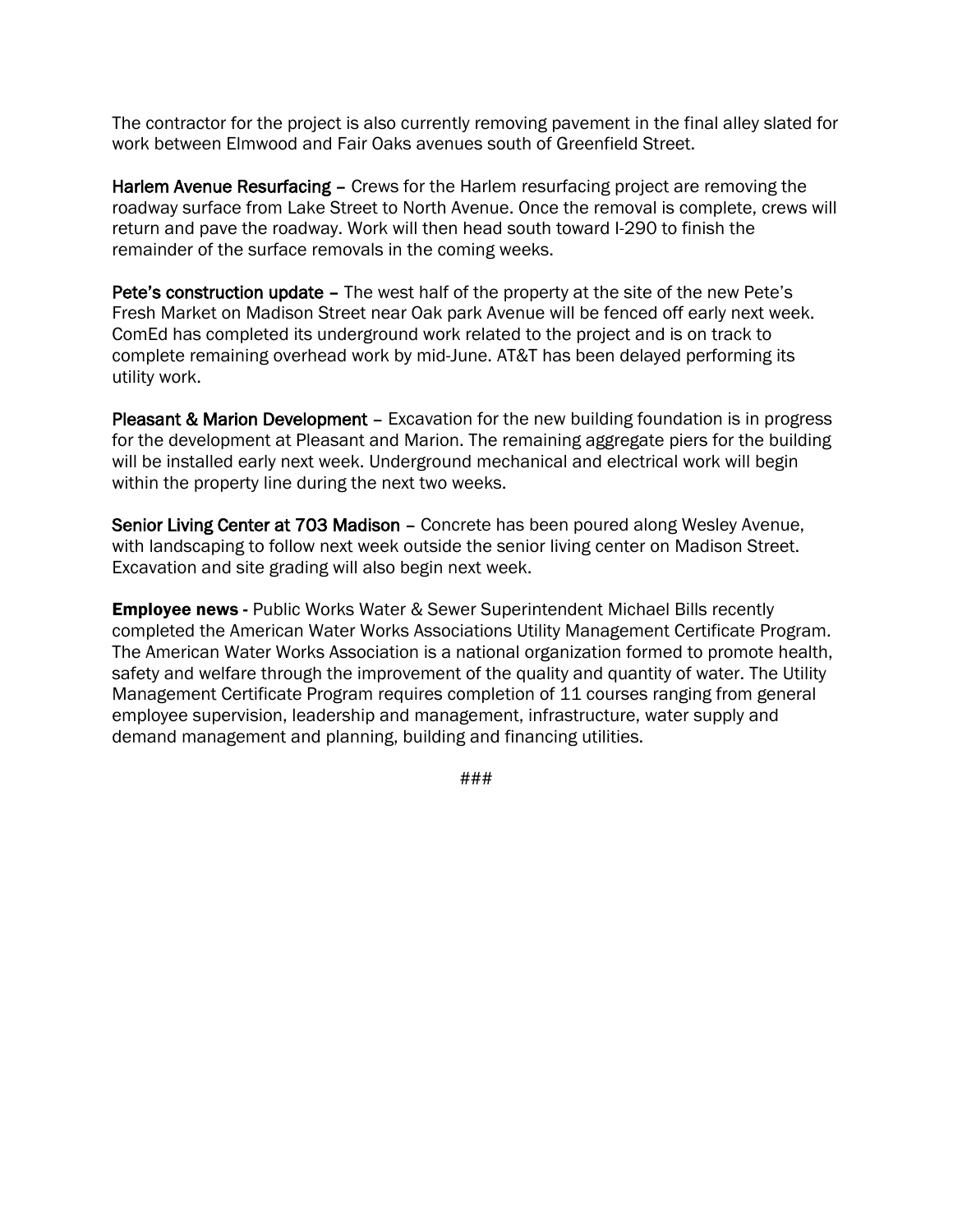The contractor for the project is also currently removing pavement in the final alley slated for work between Elmwood and Fair Oaks avenues south of Greenfield Street.

Harlem Avenue Resurfacing – Crews for the Harlem resurfacing project are removing the roadway surface from Lake Street to North Avenue. Once the removal is complete, crews will return and pave the roadway. Work will then head south toward I-290 to finish the remainder of the surface removals in the coming weeks.

Pete's construction update – The west half of the property at the site of the new Pete's Fresh Market on Madison Street near Oak park Avenue will be fenced off early next week. ComEd has completed its underground work related to the project and is on track to complete remaining overhead work by mid-June. AT&T has been delayed performing its utility work.

Pleasant & Marion Development – Excavation for the new building foundation is in progress for the development at Pleasant and Marion. The remaining aggregate piers for the building will be installed early next week. Underground mechanical and electrical work will begin within the property line during the next two weeks.

Senior Living Center at 703 Madison – Concrete has been poured along Wesley Avenue, with landscaping to follow next week outside the senior living center on Madison Street. Excavation and site grading will also begin next week.

**Employee news** - Public Works Water & Sewer Superintendent Michael Bills recently completed the American Water Works Associations Utility Management Certificate Program. The American Water Works Association is a national organization formed to promote health, safety and welfare through the improvement of the quality and quantity of water. The Utility Management Certificate Program requires completion of 11 courses ranging from general employee supervision, leadership and management, infrastructure, water supply and demand management and planning, building and financing utilities.

###